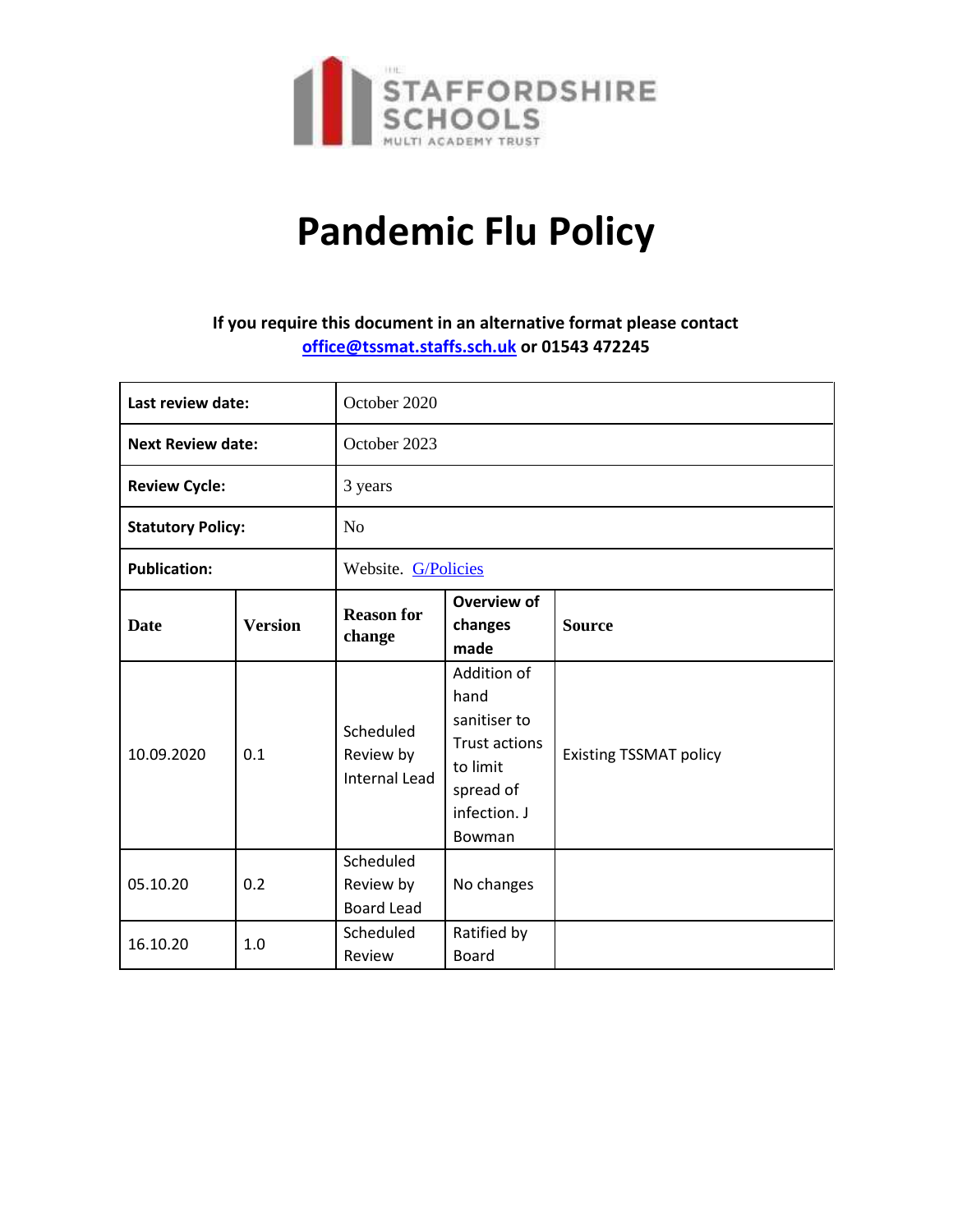THE STAFFORDSHIRE SCHOOLS MULTI ACADEMY TRUST

# Pandemic Flu Policy

**If you require this document in an alternative format please contact [office@tssmat.staffs.sch.uk](mailto:office@tssmat.staffs.sch.uk) or 01543 472245**

| **Last review date:** | | October 2020 | | |
|---|---|---|---|---|
| **Next Review date:** | | October 2023 | | |
| **Review Cycle:** | | 3 years | | |
| **Statutory Policy:** | | No | | |
| **Publication:** | | Website. G/Policies | | |
| **Date** | **Version** | **Reason for change** | **Overview of changes made** | **Source** |
| 10.09.2020 | 0.1 | Scheduled Review by Internal Lead | Addition of hand sanitiser to Trust actions to limit spread of infection. J Bowman | Existing TSSMAT policy |
| 05.10.20 | 0.2 | Scheduled Review by Board Lead | No changes | |
| 16.10.20 | 1.0 | Scheduled Review | Ratified by Board | |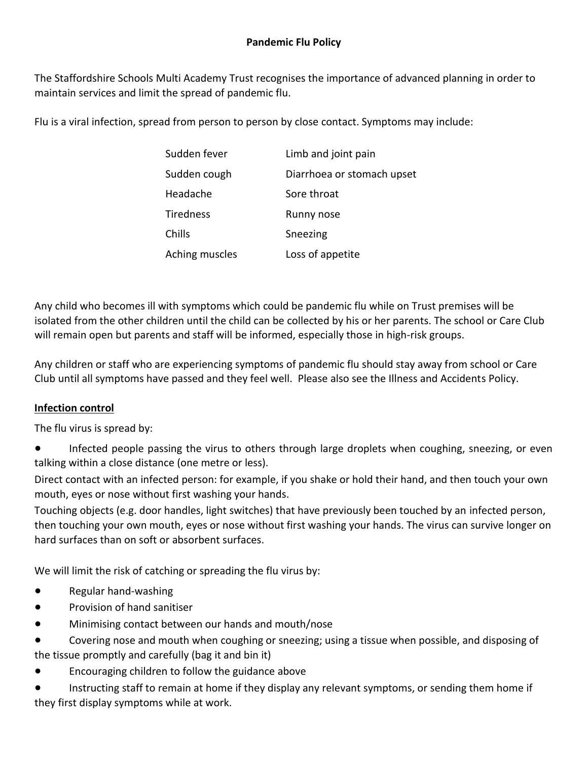**Pandemic Flu Policy**

The Staffordshire Schools Multi Academy Trust recognises the importance of advanced planning in order to maintain services and limit the spread of pandemic flu.

Flu is a viral infection, spread from person to person by close contact. Symptoms may include:

| | |
|---|---|
| Sudden fever | Limb and joint pain |
| Sudden cough | Diarrhoea or stomach upset |
| Headache | Sore throat |
| Tiredness | Runny nose |
| Chills | Sneezing |
| Aching muscles | Loss of appetite |

Any child who becomes ill with symptoms which could be pandemic flu while on Trust premises will be isolated from the other children until the child can be collected by his or her parents. The school or Care Club will remain open but parents and staff will be informed, especially those in high-risk groups.

Any children or staff who are experiencing symptoms of pandemic flu should stay away from school or Care Club until all symptoms have passed and they feel well. Please also see the Illness and Accidents Policy.

## Infection control

The flu virus is spread by:

- Infected people passing the virus to others through large droplets when coughing, sneezing, or even talking within a close distance (one metre or less).

Direct contact with an infected person: for example, if you shake or hold their hand, and then touch your own mouth, eyes or nose without first washing your hands.

Touching objects (e.g. door handles, light switches) that have previously been touched by an infected person, then touching your own mouth, eyes or nose without first washing your hands. The virus can survive longer on hard surfaces than on soft or absorbent surfaces.

We will limit the risk of catching or spreading the flu virus by:

- Regular hand-washing
- Provision of hand sanitiser
- Minimising contact between our hands and mouth/nose
- Covering nose and mouth when coughing or sneezing; using a tissue when possible, and disposing of the tissue promptly and carefully (bag it and bin it)
- Encouraging children to follow the guidance above
- Instructing staff to remain at home if they display any relevant symptoms, or sending them home if they first display symptoms while at work.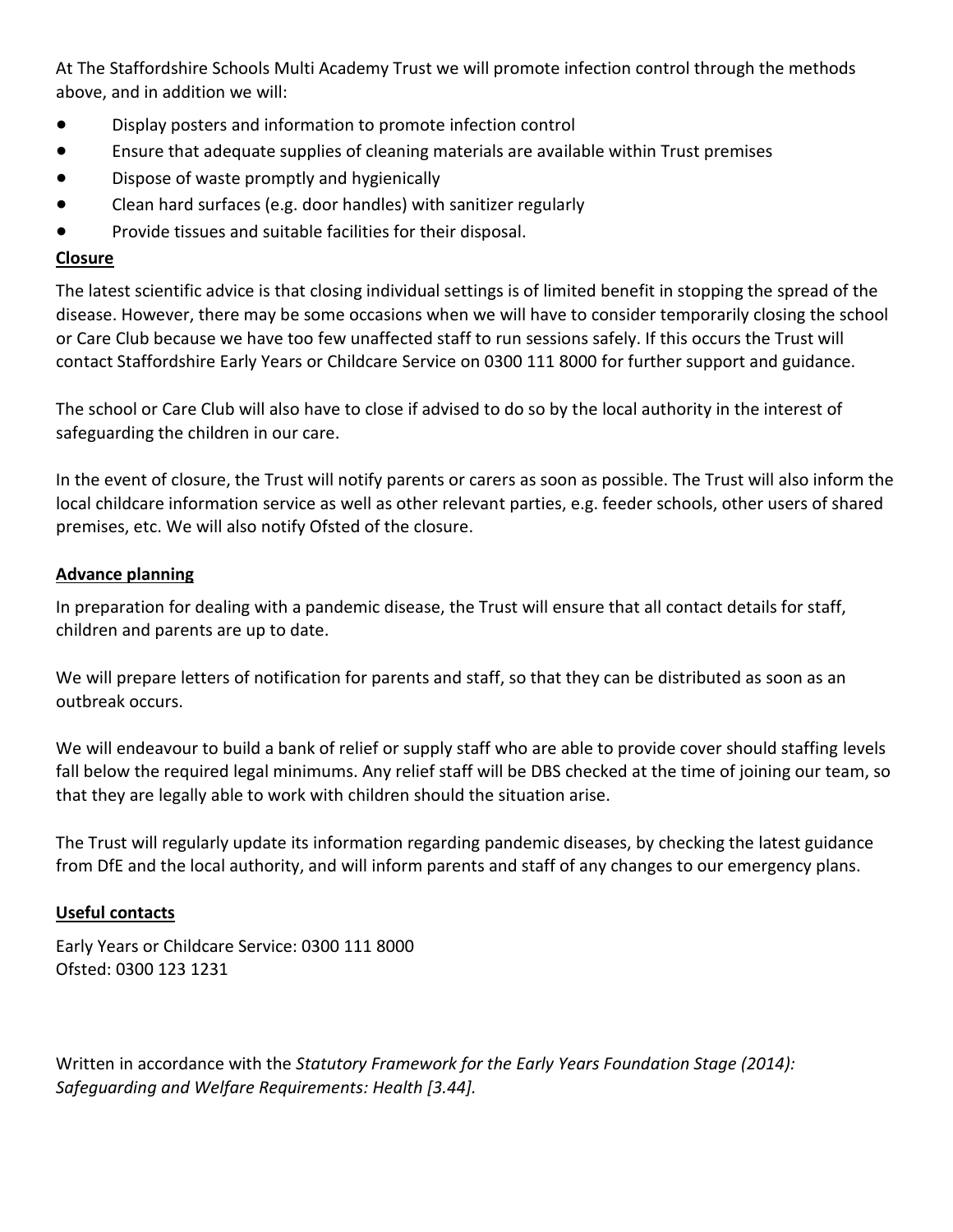At The Staffordshire Schools Multi Academy Trust we will promote infection control through the methods above, and in addition we will:

- Display posters and information to promote infection control
- Ensure that adequate supplies of cleaning materials are available within Trust premises
- Dispose of waste promptly and hygienically
- Clean hard surfaces (e.g. door handles) with sanitizer regularly
- Provide tissues and suitable facilities for their disposal.

**Closure**

The latest scientific advice is that closing individual settings is of limited benefit in stopping the spread of the disease. However, there may be some occasions when we will have to consider temporarily closing the school or Care Club because we have too few unaffected staff to run sessions safely. If this occurs the Trust will contact Staffordshire Early Years or Childcare Service on 0300 111 8000 for further support and guidance.

The school or Care Club will also have to close if advised to do so by the local authority in the interest of safeguarding the children in our care.

In the event of closure, the Trust will notify parents or carers as soon as possible. The Trust will also inform the local childcare information service as well as other relevant parties, e.g. feeder schools, other users of shared premises, etc. We will also notify Ofsted of the closure.

**Advance planning**

In preparation for dealing with a pandemic disease, the Trust will ensure that all contact details for staff, children and parents are up to date.

We will prepare letters of notification for parents and staff, so that they can be distributed as soon as an outbreak occurs.

We will endeavour to build a bank of relief or supply staff who are able to provide cover should staffing levels fall below the required legal minimums. Any relief staff will be DBS checked at the time of joining our team, so that they are legally able to work with children should the situation arise.

The Trust will regularly update its information regarding pandemic diseases, by checking the latest guidance from DfE and the local authority, and will inform parents and staff of any changes to our emergency plans.

**Useful contacts**

Early Years or Childcare Service: 0300 111 8000
Ofsted: 0300 123 1231

Written in accordance with the *Statutory Framework for the Early Years Foundation Stage (2014): Safeguarding and Welfare Requirements: Health [3.44].*